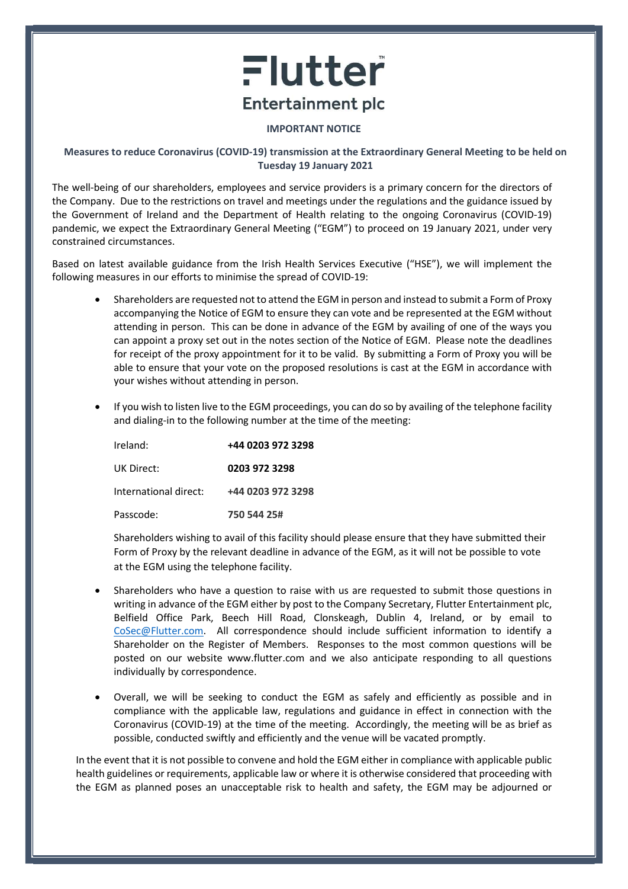# Flutter Entertainment plc

**IMPORTANT NOTICE**

**Measures to reduce Coronavirus (COVID-19) transmission at the Extraordinary General Meeting to be held on Tuesday 19 January 2021**

The well-being of our shareholders, employees and service providers is a primary concern for the directors of the Company. Due to the restrictions on travel and meetings under the regulations and the guidance issued by the Government of Ireland and the Department of Health relating to the ongoing Coronavirus (COVID-19) pandemic, we expect the Extraordinary General Meeting ("EGM") to proceed on 19 January 2021, under very constrained circumstances.

Based on latest available guidance from the Irish Health Services Executive ("HSE"), we will implement the following measures in our efforts to minimise the spread of COVID-19:

- Shareholders are requested not to attend the EGM in person and instead to submit a Form of Proxy accompanying the Notice of EGM to ensure they can vote and be represented at the EGM without attending in person. This can be done in advance of the EGM by availing of one of the ways you can appoint a proxy set out in the notes section of the Notice of EGM. Please note the deadlines for receipt of the proxy appointment for it to be valid. By submitting a Form of Proxy you will be able to ensure that your vote on the proposed resolutions is cast at the EGM in accordance with your wishes without attending in person.

- If you wish to listen live to the EGM proceedings, you can do so by availing of the telephone facility and dialing-in to the following number at the time of the meeting:

  | | |
  |---|---|
  | Ireland: | **+44 0203 972 3298** |
  | UK Direct: | **0203 972 3298** |
  | International direct: | **+44 0203 972 3298** |
  | Passcode: | **750 544 25#** |

  Shareholders wishing to avail of this facility should please ensure that they have submitted their Form of Proxy by the relevant deadline in advance of the EGM, as it will not be possible to vote at the EGM using the telephone facility.

- Shareholders who have a question to raise with us are requested to submit those questions in writing in advance of the EGM either by post to the Company Secretary, Flutter Entertainment plc, Belfield Office Park, Beech Hill Road, Clonskeagh, Dublin 4, Ireland, or by email to CoSec@Flutter.com. All correspondence should include sufficient information to identify a Shareholder on the Register of Members. Responses to the most common questions will be posted on our website www.flutter.com and we also anticipate responding to all questions individually by correspondence.

- Overall, we will be seeking to conduct the EGM as safely and efficiently as possible and in compliance with the applicable law, regulations and guidance in effect in connection with the Coronavirus (COVID-19) at the time of the meeting. Accordingly, the meeting will be as brief as possible, conducted swiftly and efficiently and the venue will be vacated promptly.

In the event that it is not possible to convene and hold the EGM either in compliance with applicable public health guidelines or requirements, applicable law or where it is otherwise considered that proceeding with the EGM as planned poses an unacceptable risk to health and safety, the EGM may be adjourned or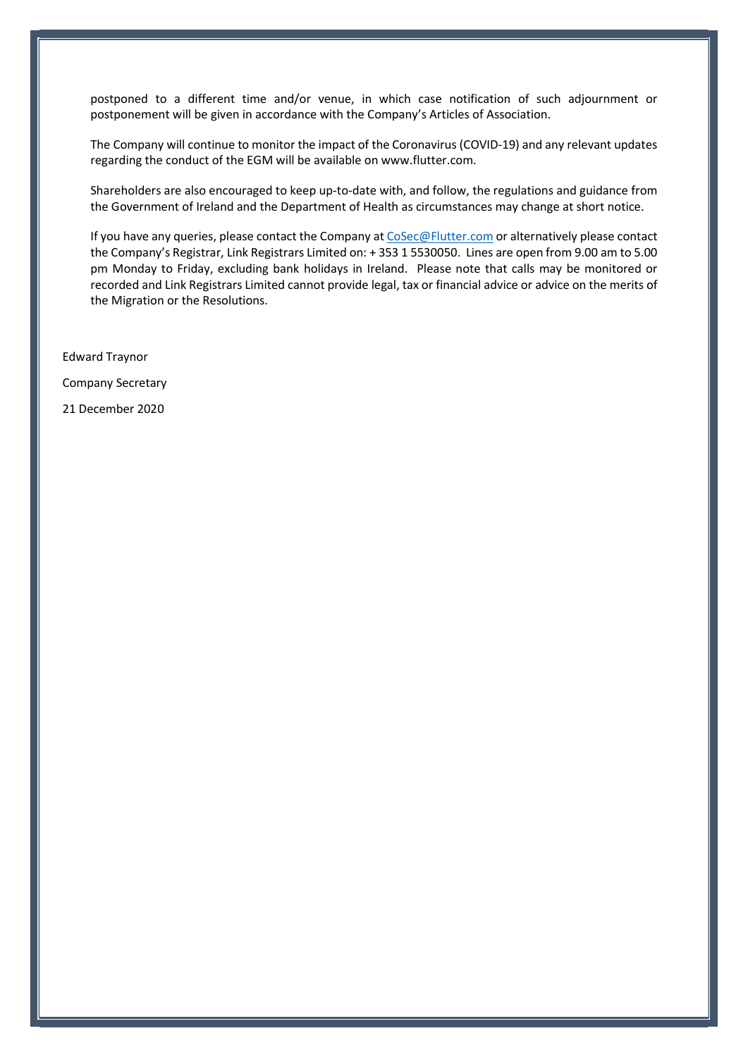postponed to a different time and/or venue, in which case notification of such adjournment or postponement will be given in accordance with the Company's Articles of Association.

The Company will continue to monitor the impact of the Coronavirus (COVID-19) and any relevant updates regarding the conduct of the EGM will be available on www.flutter.com.

Shareholders are also encouraged to keep up-to-date with, and follow, the regulations and guidance from the Government of Ireland and the Department of Health as circumstances may change at short notice.

If you have any queries, please contact the Company at CoSec@Flutter.com or alternatively please contact the Company's Registrar, Link Registrars Limited on: + 353 1 5530050. Lines are open from 9.00 am to 5.00 pm Monday to Friday, excluding bank holidays in Ireland. Please note that calls may be monitored or recorded and Link Registrars Limited cannot provide legal, tax or financial advice or advice on the merits of the Migration or the Resolutions.

Edward Traynor

Company Secretary

21 December 2020